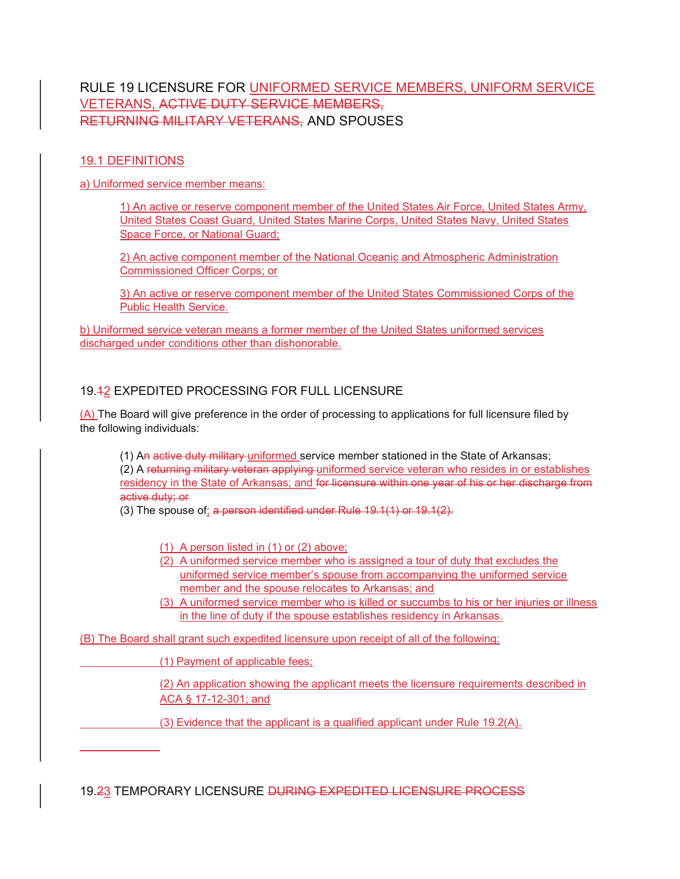# RULE 19 LICENSURE FOR UNIFORMED SERVICE MEMBERS, UNIFORM SERVICE VETERANS, ~~ACTIVE DUTY SERVICE MEMBERS, RETURNING MILITARY VETERANS,~~ AND SPOUSES

## 19.1 DEFINITIONS

a) Uniformed service member means:

> 1) An active or reserve component member of the United States Air Force, United States Army, United States Coast Guard, United States Marine Corps, United States Navy, United States Space Force, or National Guard;
>
> 2) An active component member of the National Oceanic and Atmospheric Administration Commissioned Officer Corps; or
>
> 3) An active or reserve component member of the United States Commissioned Corps of the Public Health Service.

b) Uniformed service veteran means a former member of the United States uniformed services discharged under conditions other than dishonorable.

## 19.~~1~~2 EXPEDITED PROCESSING FOR FULL LICENSURE

(A) The Board will give preference in the order of processing to applications for full licensure filed by the following individuals:

> (1) A~~n active duty military~~ uniformed service member stationed in the State of Arkansas;
> (2) A ~~returning military veteran applying~~ uniformed service veteran who resides in or establishes residency in the State of Arkansas; and ~~for licensure within one year of his or her discharge from active duty; or~~
> (3) The spouse of; ~~a person identified under Rule 19.1(1) or 19.1(2).~~
>
> > (1) A person listed in (1) or (2) above;
> > (2) A uniformed service member who is assigned a tour of duty that excludes the uniformed service member's spouse from accompanying the uniformed service member and the spouse relocates to Arkansas; and
> > (3) A uniformed service member who is killed or succumbs to his or her injuries or illness in the line of duty if the spouse establishes residency in Arkansas.

(B) The Board shall grant such expedited licensure upon receipt of all of the following:

> (1) Payment of applicable fees;
>
> (2) An application showing the applicant meets the licensure requirements described in ACA § 17-12-301; and
>
> (3) Evidence that the applicant is a qualified applicant under Rule 19.2(A).

## 19.~~2~~3 TEMPORARY LICENSURE ~~DURING EXPEDITED LICENSURE PROCESS~~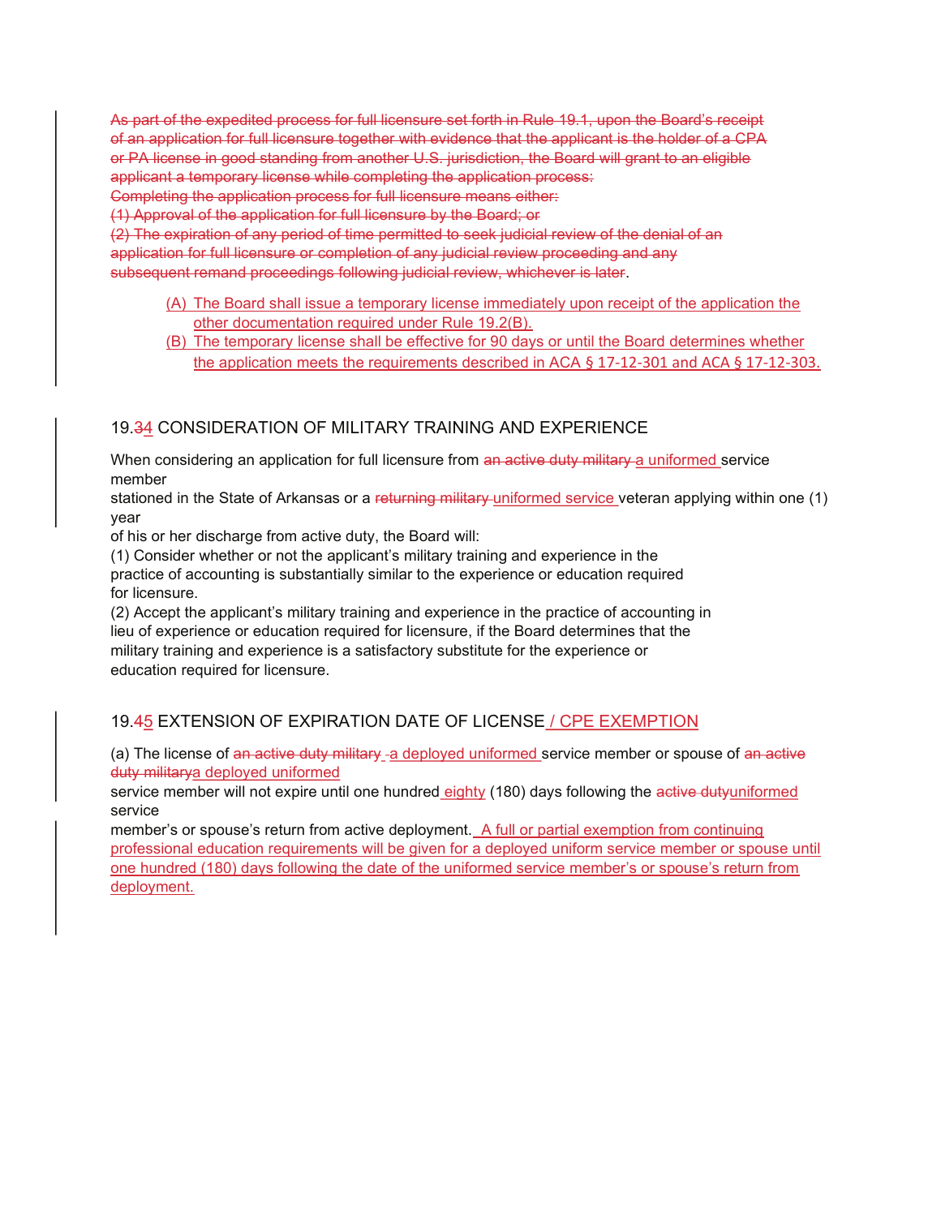~~As part of the expedited process for full licensure set forth in Rule 19.1, upon the Board's receipt of an application for full licensure together with evidence that the applicant is the holder of a CPA or PA license in good standing from another U.S. jurisdiction, the Board will grant to an eligible applicant a temporary license while completing the application process:~~
~~Completing the application process for full licensure means either:~~
~~(1) Approval of the application for full licensure by the Board; or~~
~~(2) The expiration of any period of time permitted to seek judicial review of the denial of an application for full licensure or completion of any judicial review proceeding and any subsequent remand proceedings following judicial review, whichever is later~~.

(A) The Board shall issue a temporary license immediately upon receipt of the application the other documentation required under Rule 19.2(B).
(B) The temporary license shall be effective for 90 days or until the Board determines whether the application meets the requirements described in ACA § 17-12-301 and ACA § 17-12-303.

## 19.~~3~~4 CONSIDERATION OF MILITARY TRAINING AND EXPERIENCE

When considering an application for full licensure from ~~an active duty military~~ a uniformed service member stationed in the State of Arkansas or a ~~returning military~~ uniformed service veteran applying within one (1) year of his or her discharge from active duty, the Board will:

(1) Consider whether or not the applicant's military training and experience in the practice of accounting is substantially similar to the experience or education required for licensure.
(2) Accept the applicant's military training and experience in the practice of accounting in lieu of experience or education required for licensure, if the Board determines that the military training and experience is a satisfactory substitute for the experience or education required for licensure.

## 19.~~4~~5 EXTENSION OF EXPIRATION DATE OF LICENSE / CPE EXEMPTION

(a) The license of ~~an active duty military~~ a deployed uniformed service member or spouse of ~~an active duty military~~ a deployed uniformed service member will not expire until one hundred eighty (180) days following the ~~active duty~~ uniformed service member's or spouse's return from active deployment. A full or partial exemption from continuing professional education requirements will be given for a deployed uniform service member or spouse until one hundred (180) days following the date of the uniformed service member's or spouse's return from deployment.